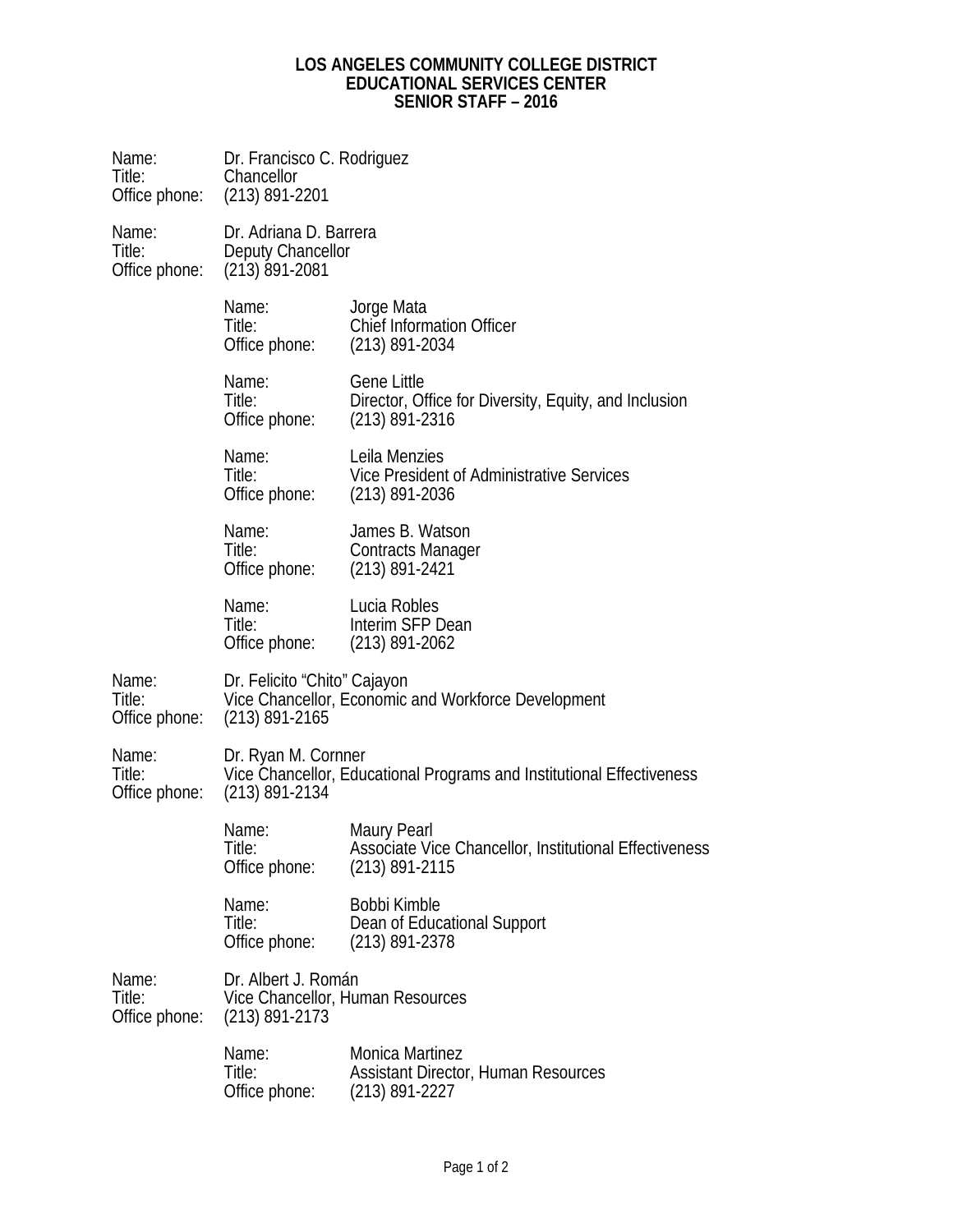# LOS ANGELES COMMUNITY COLLEGE DISTRICT
## EDUCATIONAL SERVICES CENTER
## SENIOR STAFF – 2016

Name: Dr. Francisco C. Rodriguez
Title: Chancellor
Office phone: (213) 891-2201

Name: Dr. Adriana D. Barrera
Title: Deputy Chancellor
Office phone: (213) 891-2081

> Name: Jorge Mata
> Title: Chief Information Officer
> Office phone: (213) 891-2034
>
> Name: Gene Little
> Title: Director, Office for Diversity, Equity, and Inclusion
> Office phone: (213) 891-2316
>
> Name: Leila Menzies
> Title: Vice President of Administrative Services
> Office phone: (213) 891-2036
>
> Name: James B. Watson
> Title: Contracts Manager
> Office phone: (213) 891-2421
>
> Name: Lucia Robles
> Title: Interim SFP Dean
> Office phone: (213) 891-2062

Name: Dr. Felicito "Chito" Cajayon
Title: Vice Chancellor, Economic and Workforce Development
Office phone: (213) 891-2165

Name: Dr. Ryan M. Cornner
Title: Vice Chancellor, Educational Programs and Institutional Effectiveness
Office phone: (213) 891-2134

> Name: Maury Pearl
> Title: Associate Vice Chancellor, Institutional Effectiveness
> Office phone: (213) 891-2115
>
> Name: Bobbi Kimble
> Title: Dean of Educational Support
> Office phone: (213) 891-2378

Name: Dr. Albert J. Román
Title: Vice Chancellor, Human Resources
Office phone: (213) 891-2173

> Name: Monica Martinez
> Title: Assistant Director, Human Resources
> Office phone: (213) 891-2227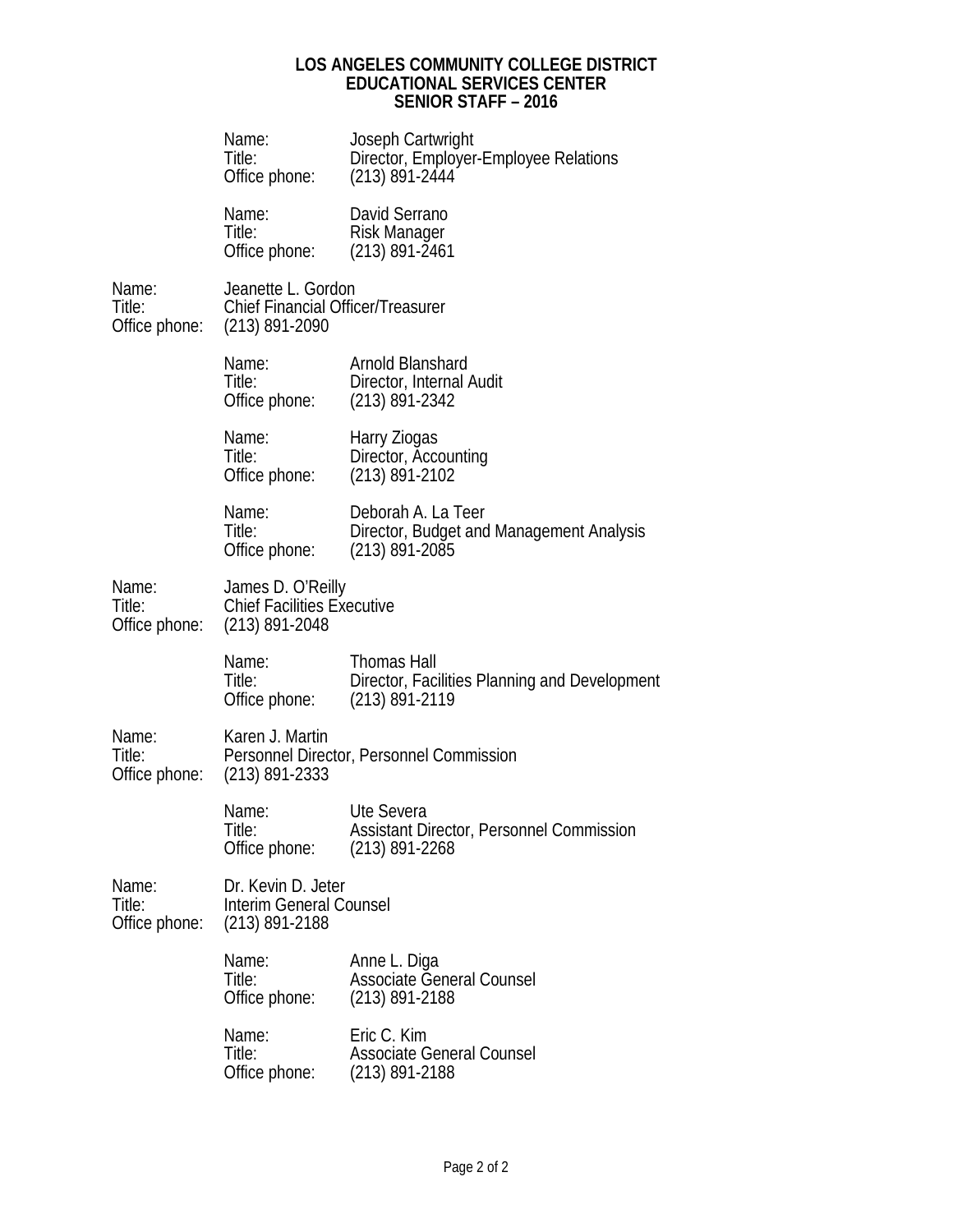**LOS ANGELES COMMUNITY COLLEGE DISTRICT**
**EDUCATIONAL SERVICES CENTER**
**SENIOR STAFF – 2016**

> Name: Joseph Cartwright
> Title: Director, Employer-Employee Relations
> Office phone: (213) 891-2444

> Name: David Serrano
> Title: Risk Manager
> Office phone: (213) 891-2461

Name: Jeanette L. Gordon
Title: Chief Financial Officer/Treasurer
Office phone: (213) 891-2090

> Name: Arnold Blanshard
> Title: Director, Internal Audit
> Office phone: (213) 891-2342

> Name: Harry Ziogas
> Title: Director, Accounting
> Office phone: (213) 891-2102

> Name: Deborah A. La Teer
> Title: Director, Budget and Management Analysis
> Office phone: (213) 891-2085

Name: James D. O'Reilly
Title: Chief Facilities Executive
Office phone: (213) 891-2048

> Name: Thomas Hall
> Title: Director, Facilities Planning and Development
> Office phone: (213) 891-2119

Name: Karen J. Martin
Title: Personnel Director, Personnel Commission
Office phone: (213) 891-2333

> Name: Ute Severa
> Title: Assistant Director, Personnel Commission
> Office phone: (213) 891-2268

Name: Dr. Kevin D. Jeter
Title: Interim General Counsel
Office phone: (213) 891-2188

> Name: Anne L. Diga
> Title: Associate General Counsel
> Office phone: (213) 891-2188

> Name: Eric C. Kim
> Title: Associate General Counsel
> Office phone: (213) 891-2188